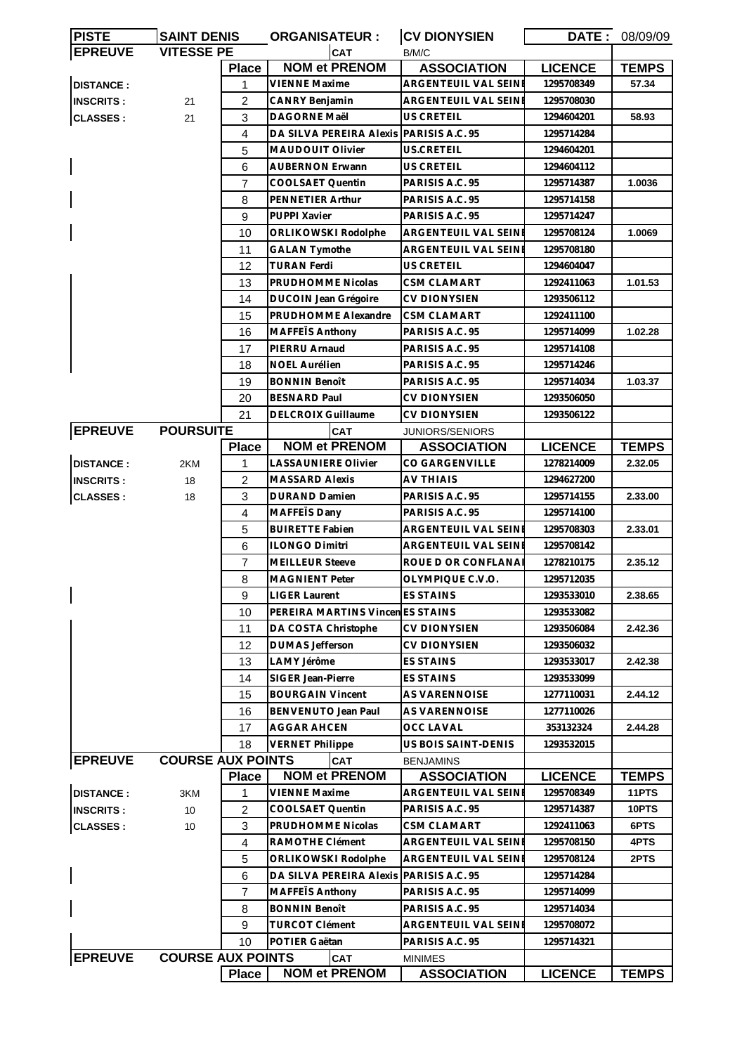| PISTE | SAINT DENIS | ORGANISATEUR : | CV DIONYSIEN | DATE : | 08/09/09 |
|---|---|---|---|---|---|

| EPREUVE | VITESSE PE | CAT | B/M/C | | | |
|---|---|---|---|---|---|---|
| | | **Place** | **NOM et PRENOM** | **ASSOCIATION** | **LICENCE** | **TEMPS** |
| **DISTANCE :** | | 1 | VIENNE Maxime | ARGENTEUIL VAL SEINE | 1295708349 | 57.34 |
| **INSCRITS :** | 21 | 2 | CANRY Benjamin | ARGENTEUIL VAL SEINE | 1295708030 | |
| **CLASSES :** | 21 | 3 | DAGORNE Maël | US CRETEIL | 1294604201 | 58.93 |
| | | 4 | DA SILVA PEREIRA Alexis | PARISIS A.C. 95 | 1295714284 | |
| | | 5 | MAUDOUIT Olivier | US.CRETEIL | 1294604201 | |
| | | 6 | AUBERNON Erwann | US CRETEIL | 1294604112 | |
| | | 7 | COOLSAET Quentin | PARISIS A.C. 95 | 1295714387 | 1.0036 |
| | | 8 | PENNETIER Arthur | PARISIS A.C. 95 | 1295714158 | |
| | | 9 | PUPPI Xavier | PARISIS A.C. 95 | 1295714247 | |
| | | 10 | ORLIKOWSKI Rodolphe | ARGENTEUIL VAL SEINE | 1295708124 | 1.0069 |
| | | 11 | GALAN Tymothe | ARGENTEUIL VAL SEINE | 1295708180 | |
| | | 12 | TURAN Ferdi | US CRETEIL | 1294604047 | |
| | | 13 | PRUDHOMME Nicolas | CSM CLAMART | 1292411063 | 1.01.53 |
| | | 14 | DUCOIN Jean Grégoire | CV DIONYSIEN | 1293506112 | |
| | | 15 | PRUDHOMME Alexandre | CSM CLAMART | 1292411100 | |
| | | 16 | MAFFEÏS Anthony | PARISIS A.C. 95 | 1295714099 | 1.02.28 |
| | | 17 | PIERRU Arnaud | PARISIS A.C. 95 | 1295714108 | |
| | | 18 | NOEL Aurélien | PARISIS A.C. 95 | 1295714246 | |
| | | 19 | BONNIN Benoît | PARISIS A.C. 95 | 1295714034 | 1.03.37 |
| | | 20 | BESNARD Paul | CV DIONYSIEN | 1293506050 | |
| | | 21 | DELCROIX Guillaume | CV DIONYSIEN | 1293506122 | |

| EPREUVE | POURSUITE | CAT | JUNIORS/SENIORS | | | |
|---|---|---|---|---|---|---|
| | | **Place** | **NOM et PRENOM** | **ASSOCIATION** | **LICENCE** | **TEMPS** |
| **DISTANCE :** | 2KM | 1 | LASSAUNIERE Olivier | CO GARGENVILLE | 1278214009 | 2.32.05 |
| **INSCRITS :** | 18 | 2 | MASSARD Alexis | AV THIAIS | 1294627200 | |
| **CLASSES :** | 18 | 3 | DURAND Damien | PARISIS A.C. 95 | 1295714155 | 2.33.00 |
| | | 4 | MAFFEÏS Dany | PARISIS A.C. 95 | 1295714100 | |
| | | 5 | BUIRETTE Fabien | ARGENTEUIL VAL SEINE | 1295708303 | 2.33.01 |
| | | 6 | ILONGO Dimitri | ARGENTEUIL VAL SEINE | 1295708142 | |
| | | 7 | MEILLEUR Steeve | ROUE D OR CONFLANAI | 1278210175 | 2.35.12 |
| | | 8 | MAGNIENT Peter | OLYMPIQUE C.V.O. | 1295712035 | |
| | | 9 | LIGER Laurent | ES STAINS | 1293533010 | 2.38.65 |
| | | 10 | PEREIRA MARTINS Vincen | ES STAINS | 1293533082 | |
| | | 11 | DA COSTA Christophe | CV DIONYSIEN | 1293506084 | 2.42.36 |
| | | 12 | DUMAS Jefferson | CV DIONYSIEN | 1293506032 | |
| | | 13 | LAMY Jérôme | ES STAINS | 1293533017 | 2.42.38 |
| | | 14 | SIGER Jean-Pierre | ES STAINS | 1293533099 | |
| | | 15 | BOURGAIN Vincent | AS VARENNOISE | 1277110031 | 2.44.12 |
| | | 16 | BENVENUTO Jean Paul | AS VARENNOISE | 1277110026 | |
| | | 17 | AGGAR AHCEN | OCC LAVAL | 353132324 | 2.44.28 |
| | | 18 | VERNET Philippe | US BOIS SAINT-DENIS | 1293532015 | |

| EPREUVE | COURSE AUX POINTS | CAT | BENJAMINS | | | |
|---|---|---|---|---|---|---|
| | | **Place** | **NOM et PRENOM** | **ASSOCIATION** | **LICENCE** | **TEMPS** |
| **DISTANCE :** | 3KM | 1 | VIENNE Maxime | ARGENTEUIL VAL SEINE | 1295708349 | 11PTS |
| **INSCRITS :** | 10 | 2 | COOLSAET Quentin | PARISIS A.C. 95 | 1295714387 | 10PTS |
| **CLASSES :** | 10 | 3 | PRUDHOMME Nicolas | CSM CLAMART | 1292411063 | 6PTS |
| | | 4 | RAMOTHE Clément | ARGENTEUIL VAL SEINE | 1295708150 | 4PTS |
| | | 5 | ORLIKOWSKI Rodolphe | ARGENTEUIL VAL SEINE | 1295708124 | 2PTS |
| | | 6 | DA SILVA PEREIRA Alexis | PARISIS A.C. 95 | 1295714284 | |
| | | 7 | MAFFEÏS Anthony | PARISIS A.C. 95 | 1295714099 | |
| | | 8 | BONNIN Benoît | PARISIS A.C. 95 | 1295714034 | |
| | | 9 | TURCOT Clément | ARGENTEUIL VAL SEINE | 1295708072 | |
| | | 10 | POTIER Gaëtan | PARISIS A.C. 95 | 1295714321 | |

| EPREUVE | COURSE AUX POINTS | CAT | MINIMES | | | |
|---|---|---|---|---|---|---|
| | | **Place** | **NOM et PRENOM** | **ASSOCIATION** | **LICENCE** | **TEMPS** |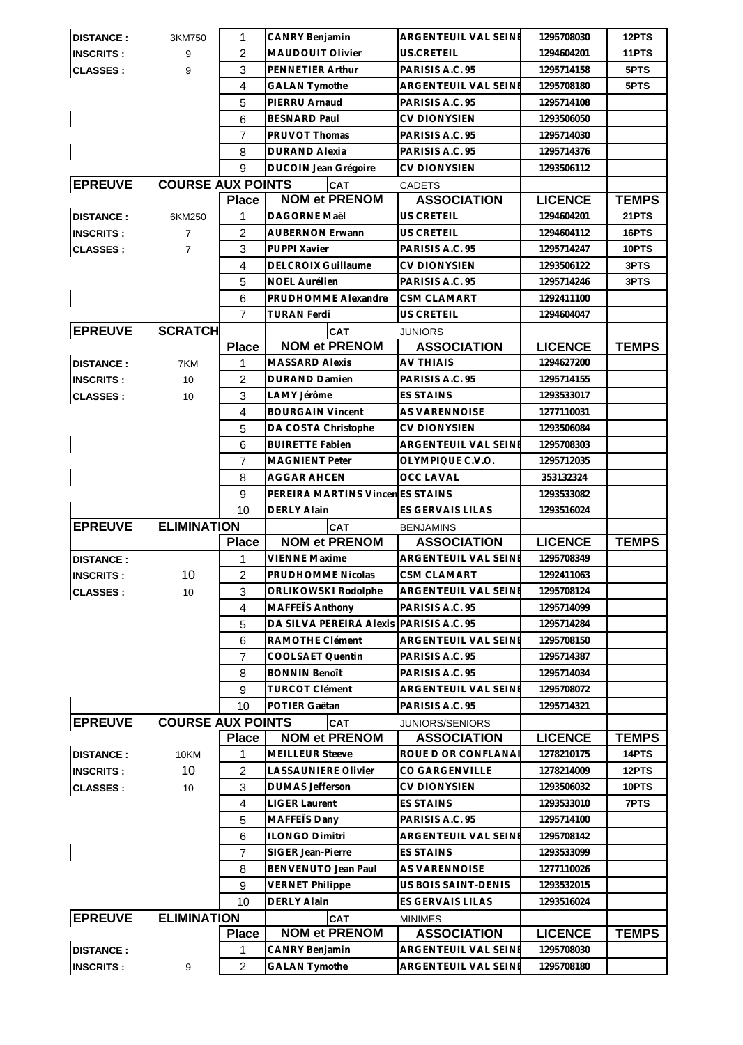| | | Place | NOM et PRENOM | ASSOCIATION | LICENCE | TEMPS |
|---|---|---|---|---|---|---|
| DISTANCE : | 3KM750 | 1 | CANRY Benjamin | ARGENTEUIL VAL SEINE | 1295708030 | 12PTS |
| INSCRITS : | 9 | 2 | MAUDOUIT Olivier | US.CRETEIL | 1294604201 | 11PTS |
| CLASSES : | 9 | 3 | PENNETIER Arthur | PARISIS A.C. 95 | 1295714158 | 5PTS |
| | | 4 | GALAN Tymothe | ARGENTEUIL VAL SEINE | 1295708180 | 5PTS |
| | | 5 | PIERRU Arnaud | PARISIS A.C. 95 | 1295714108 | |
| | | 6 | BESNARD Paul | CV DIONYSIEN | 1293506050 | |
| | | 7 | PRUVOT Thomas | PARISIS A.C. 95 | 1295714030 | |
| | | 8 | DURAND Alexia | PARISIS A.C. 95 | 1295714376 | |
| | | 9 | DUCOIN Jean Grégoire | CV DIONYSIEN | 1293506112 | |

| EPREUVE | COURSE AUX POINTS | | CAT | CADETS | | |
|---|---|---|---|---|---|---|
| | | Place | NOM et PRENOM | ASSOCIATION | LICENCE | TEMPS |
| DISTANCE : | 6KM250 | 1 | DAGORNE Maël | US CRETEIL | 1294604201 | 21PTS |
| INSCRITS : | 7 | 2 | AUBERNON Erwann | US CRETEIL | 1294604112 | 16PTS |
| CLASSES : | 7 | 3 | PUPPI Xavier | PARISIS A.C. 95 | 1295714247 | 10PTS |
| | | 4 | DELCROIX Guillaume | CV DIONYSIEN | 1293506122 | 3PTS |
| | | 5 | NOEL Aurélien | PARISIS A.C. 95 | 1295714246 | 3PTS |
| | | 6 | PRUDHOMME Alexandre | CSM CLAMART | 1292411100 | |
| | | 7 | TURAN Ferdi | US CRETEIL | 1294604047 | |

| EPREUVE | SCRATCH | | CAT | JUNIORS | | |
|---|---|---|---|---|---|---|
| | | Place | NOM et PRENOM | ASSOCIATION | LICENCE | TEMPS |
| DISTANCE : | 7KM | 1 | MASSARD Alexis | AV THIAIS | 1294627200 | |
| INSCRITS : | 10 | 2 | DURAND Damien | PARISIS A.C. 95 | 1295714155 | |
| CLASSES : | 10 | 3 | LAMY Jérôme | ES STAINS | 1293533017 | |
| | | 4 | BOURGAIN Vincent | AS VARENNOISE | 1277110031 | |
| | | 5 | DA COSTA Christophe | CV DIONYSIEN | 1293506084 | |
| | | 6 | BUIRETTE Fabien | ARGENTEUIL VAL SEINE | 1295708303 | |
| | | 7 | MAGNIENT Peter | OLYMPIQUE C.V.O. | 1295712035 | |
| | | 8 | AGGAR AHCEN | OCC LAVAL | 353132324 | |
| | | 9 | PEREIRA MARTINS Vincent | ES STAINS | 1293533082 | |
| | | 10 | DERLY Alain | ES GERVAIS LILAS | 1293516024 | |

| EPREUVE | ELIMINATION | | CAT | BENJAMINS | | |
|---|---|---|---|---|---|---|
| | | Place | NOM et PRENOM | ASSOCIATION | LICENCE | TEMPS |
| DISTANCE : | | 1 | VIENNE Maxime | ARGENTEUIL VAL SEINE | 1295708349 | |
| INSCRITS : | 10 | 2 | PRUDHOMME Nicolas | CSM CLAMART | 1292411063 | |
| CLASSES : | 10 | 3 | ORLIKOWSKI Rodolphe | ARGENTEUIL VAL SEINE | 1295708124 | |
| | | 4 | MAFFEÏS Anthony | PARISIS A.C. 95 | 1295714099 | |
| | | 5 | DA SILVA PEREIRA Alexis | PARISIS A.C. 95 | 1295714284 | |
| | | 6 | RAMOTHE Clément | ARGENTEUIL VAL SEINE | 1295708150 | |
| | | 7 | COOLSAET Quentin | PARISIS A.C. 95 | 1295714387 | |
| | | 8 | BONNIN Benoît | PARISIS A.C. 95 | 1295714034 | |
| | | 9 | TURCOT Clément | ARGENTEUIL VAL SEINE | 1295708072 | |
| | | 10 | POTIER Gaëtan | PARISIS A.C. 95 | 1295714321 | |

| EPREUVE | COURSE AUX POINTS | | CAT | JUNIORS/SENIORS | | |
|---|---|---|---|---|---|---|
| | | Place | NOM et PRENOM | ASSOCIATION | LICENCE | TEMPS |
| DISTANCE : | 10KM | 1 | MEILLEUR Steeve | ROUE D OR CONFLANAIS | 1278210175 | 14PTS |
| INSCRITS : | 10 | 2 | LASSAUNIERE Olivier | CO GARGENVILLE | 1278214009 | 12PTS |
| CLASSES : | 10 | 3 | DUMAS Jefferson | CV DIONYSIEN | 1293506032 | 10PTS |
| | | 4 | LIGER Laurent | ES STAINS | 1293533010 | 7PTS |
| | | 5 | MAFFEÏS Dany | PARISIS A.C. 95 | 1295714100 | |
| | | 6 | ILONGO Dimitri | ARGENTEUIL VAL SEINE | 1295708142 | |
| | | 7 | SIGER Jean-Pierre | ES STAINS | 1293533099 | |
| | | 8 | BENVENUTO Jean Paul | AS VARENNOISE | 1277110026 | |
| | | 9 | VERNET Philippe | US BOIS SAINT-DENIS | 1293532015 | |
| | | 10 | DERLY Alain | ES GERVAIS LILAS | 1293516024 | |

| EPREUVE | ELIMINATION | | CAT | MINIMES | | |
|---|---|---|---|---|---|---|
| | | Place | NOM et PRENOM | ASSOCIATION | LICENCE | TEMPS |
| DISTANCE : | | 1 | CANRY Benjamin | ARGENTEUIL VAL SEINE | 1295708030 | |
| INSCRITS : | 9 | 2 | GALAN Tymothe | ARGENTEUIL VAL SEINE | 1295708180 | |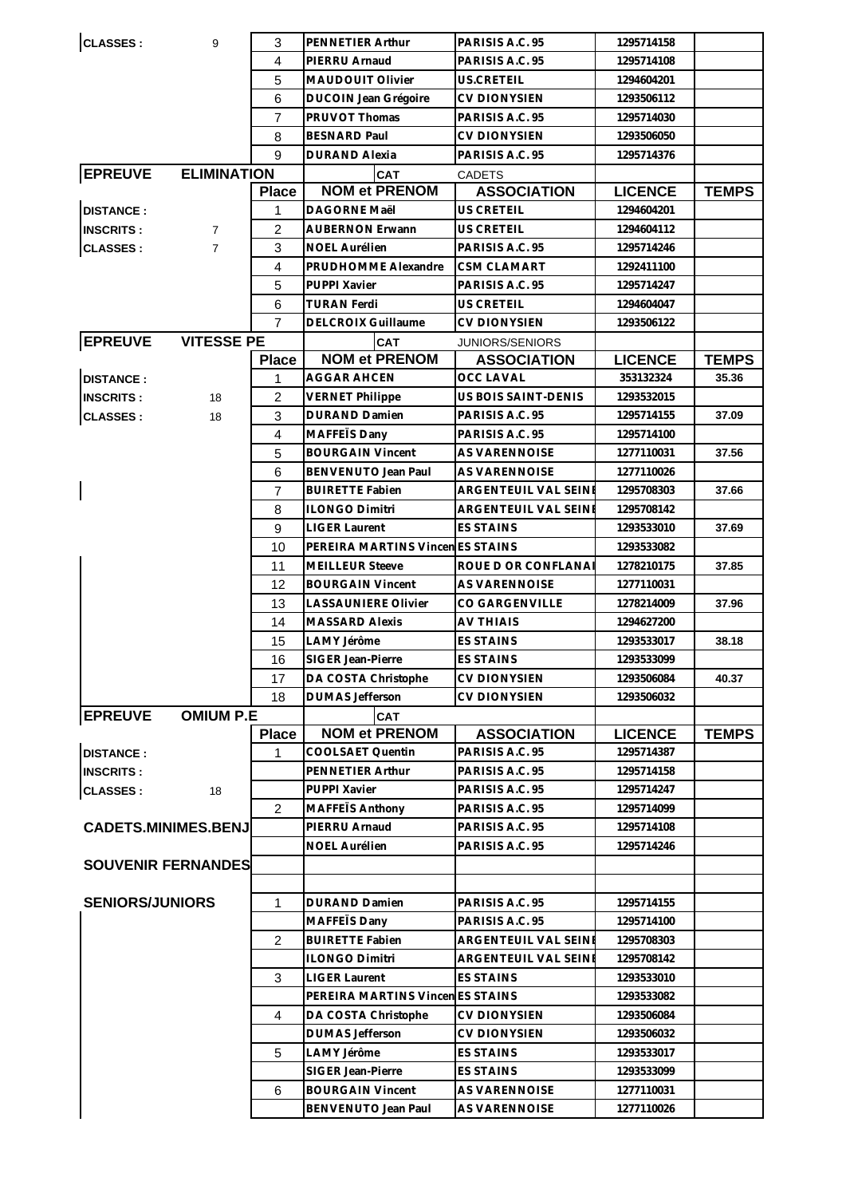| | | Place | NOM et PRENOM | ASSOCIATION | LICENCE | TEMPS |
|---|---|---|---|---|---|---|
| CLASSES : | 9 | 3 | PENNETIER Arthur | PARISIS A.C. 95 | 1295714158 | |
| | | 4 | PIERRU Arnaud | PARISIS A.C. 95 | 1295714108 | |
| | | 5 | MAUDOUIT Olivier | US.CRETEIL | 1294604201 | |
| | | 6 | DUCOIN Jean Grégoire | CV DIONYSIEN | 1293506112 | |
| | | 7 | PRUVOT Thomas | PARISIS A.C. 95 | 1295714030 | |
| | | 8 | BESNARD Paul | CV DIONYSIEN | 1293506050 | |
| | | 9 | DURAND Alexia | PARISIS A.C. 95 | 1295714376 | |

| EPREUVE | ELIMINATION | | CAT | CADETS | | |
|---|---|---|---|---|---|---|
| | | Place | NOM et PRENOM | ASSOCIATION | LICENCE | TEMPS |
| DISTANCE : | | 1 | DAGORNE Maël | US CRETEIL | 1294604201 | |
| INSCRITS : | 7 | 2 | AUBERNON Erwann | US CRETEIL | 1294604112 | |
| CLASSES : | 7 | 3 | NOEL Aurélien | PARISIS A.C. 95 | 1295714246 | |
| | | 4 | PRUDHOMME Alexandre | CSM CLAMART | 1292411100 | |
| | | 5 | PUPPI Xavier | PARISIS A.C. 95 | 1295714247 | |
| | | 6 | TURAN Ferdi | US CRETEIL | 1294604047 | |
| | | 7 | DELCROIX Guillaume | CV DIONYSIEN | 1293506122 | |

| EPREUVE | VITESSE PE | | CAT | JUNIORS/SENIORS | | |
|---|---|---|---|---|---|---|
| | | Place | NOM et PRENOM | ASSOCIATION | LICENCE | TEMPS |
| DISTANCE : | | 1 | AGGAR AHCEN | OCC LAVAL | 353132324 | 35.36 |
| INSCRITS : | 18 | 2 | VERNET Philippe | US BOIS SAINT-DENIS | 1293532015 | |
| CLASSES : | 18 | 3 | DURAND Damien | PARISIS A.C. 95 | 1295714155 | 37.09 |
| | | 4 | MAFFEÏS Dany | PARISIS A.C. 95 | 1295714100 | |
| | | 5 | BOURGAIN Vincent | AS VARENNOISE | 1277110031 | 37.56 |
| | | 6 | BENVENUTO Jean Paul | AS VARENNOISE | 1277110026 | |
| | | 7 | BUIRETTE Fabien | ARGENTEUIL VAL SEINE | 1295708303 | 37.66 |
| | | 8 | ILONGO Dimitri | ARGENTEUIL VAL SEINE | 1295708142 | |
| | | 9 | LIGER Laurent | ES STAINS | 1293533010 | 37.69 |
| | | 10 | PEREIRA MARTINS Vincent | ES STAINS | 1293533082 | |
| | | 11 | MEILLEUR Steeve | ROUE D OR CONFLANAI | 1278210175 | 37.85 |
| | | 12 | BOURGAIN Vincent | AS VARENNOISE | 1277110031 | |
| | | 13 | LASSAUNIERE Olivier | CO GARGENVILLE | 1278214009 | 37.96 |
| | | 14 | MASSARD Alexis | AV THIAIS | 1294627200 | |
| | | 15 | LAMY Jérôme | ES STAINS | 1293533017 | 38.18 |
| | | 16 | SIGER Jean-Pierre | ES STAINS | 1293533099 | |
| | | 17 | DA COSTA Christophe | CV DIONYSIEN | 1293506084 | 40.37 |
| | | 18 | DUMAS Jefferson | CV DIONYSIEN | 1293506032 | |

| EPREUVE | OMIUM P.E | | CAT | | | |
|---|---|---|---|---|---|---|
| | | Place | NOM et PRENOM | ASSOCIATION | LICENCE | TEMPS |
| DISTANCE : | | 1 | COOLSAET Quentin | PARISIS A.C. 95 | 1295714387 | |
| INSCRITS : | | | PENNETIER Arthur | PARISIS A.C. 95 | 1295714158 | |
| CLASSES : | 18 | | PUPPI Xavier | PARISIS A.C. 95 | 1295714247 | |
| | | 2 | MAFFEÏS Anthony | PARISIS A.C. 95 | 1295714099 | |
| CADETS.MINIMES.BENJ | | | PIERRU Arnaud | PARISIS A.C. 95 | 1295714108 | |
| | | | NOEL Aurélien | PARISIS A.C. 95 | 1295714246 | |
| SOUVENIR FERNANDES | | | | | | |
| | | | | | | |
| SENIORS/JUNIORS | | 1 | DURAND Damien | PARISIS A.C. 95 | 1295714155 | |
| | | | MAFFEÏS Dany | PARISIS A.C. 95 | 1295714100 | |
| | | 2 | BUIRETTE Fabien | ARGENTEUIL VAL SEINE | 1295708303 | |
| | | | ILONGO Dimitri | ARGENTEUIL VAL SEINE | 1295708142 | |
| | | 3 | LIGER Laurent | ES STAINS | 1293533010 | |
| | | | PEREIRA MARTINS Vincent | ES STAINS | 1293533082 | |
| | | 4 | DA COSTA Christophe | CV DIONYSIEN | 1293506084 | |
| | | | DUMAS Jefferson | CV DIONYSIEN | 1293506032 | |
| | | 5 | LAMY Jérôme | ES STAINS | 1293533017 | |
| | | | SIGER Jean-Pierre | ES STAINS | 1293533099 | |
| | | 6 | BOURGAIN Vincent | AS VARENNOISE | 1277110031 | |
| | | | BENVENUTO Jean Paul | AS VARENNOISE | 1277110026 | |